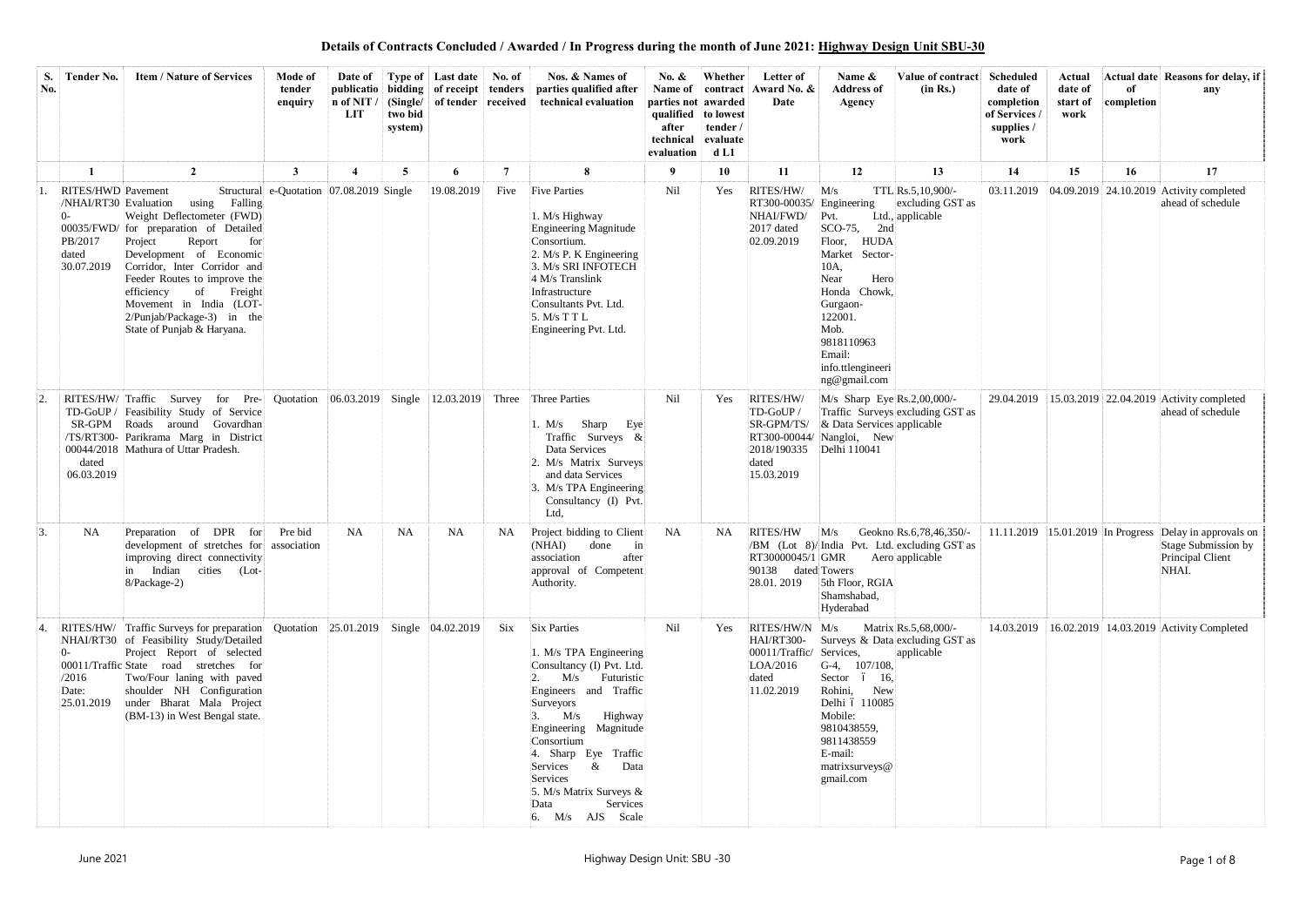# Details of Contracts Concluded / Awarded / In Progress during the month of June 2021: Highway Design Unit SBU-30

| S. No. | Tender No. | Item / Nature of Services | Mode of tender enquiry | Date of publication of NIT / LIT | Type of bidding (Single/ two bid system) | Last date of receipt of tender | No. of tenders received | Nos. & Names of parties qualified after technical evaluation | No. & Name of parties not qualified after technical evaluation | Whether contract awarded to lowest tender / evaluated L1 | Letter of Award No. & Date | Name & Address of Agency | Value of contract (in Rs.) | Scheduled date of completion of Services / supplies / work | Actual date of start of work | Actual date of completion | Reasons for delay, if any |
|---|---|---|---|---|---|---|---|---|---|---|---|---|---|---|---|---|---|
| | 1 | 2 | 3 | 4 | 5 | 6 | 7 | 8 | 9 | 10 | 11 | 12 | 13 | 14 | 15 | 16 | 17 |
| 1. | RITES/HWD /NHAI/RT30 0-00035/FWD/ PB/2017 dated 30.07.2019 | Pavement Structural Evaluation using Falling Weight Deflectometer (FWD) for preparation of Detailed Project Report for Development of Economic Corridor, Inter Corridor and Feeder Routes to improve the efficiency of Freight Movement in India (LOT-2/Punjab/Package-3) in the State of Punjab & Haryana. | e-Quotation | 07.08.2019 | Single | 19.08.2019 | Five | Five Parties<br><br>1. M/s Highway Engineering Magnitude Consortium.<br>2. M/s P. K Engineering<br>3. M/s SRI INFOTECH<br>4 M/s Translink Infrastructure Consultants Pvt. Ltd.<br>5. M/s T T L Engineering Pvt. Ltd. | Nil | Yes | RITES/HW/ RT300-00035/ NHAI/FWD/ 2017 dated 02.09.2019 | M/s TTL Engineering Pvt. Ltd., SCO-75, 2nd Floor, HUDA Market Sector-10A, Near Hero Honda Chowk, Gurgaon-122001. Mob. 9818110963 Email: info.ttlengineering@gmail.com | Rs.5,10,900/- excluding GST as applicable | 03.11.2019 | 04.09.2019 | 24.10.2019 | Activity completed ahead of schedule |
| 2. | RITES/HW/ TD-GoUP / SR-GPM /TS/RT300-00044/2018 dated 06.03.2019 | Traffic Survey for Pre-Feasibility Study of Service Roads around Govardhan Parikrama Marg in District Mathura of Uttar Pradesh. | Quotation | 06.03.2019 | Single | 12.03.2019 | Three | Three Parties<br><br>1. M/s Sharp Eye Traffic Surveys & Data Services<br>2. M/s Matrix Surveys and data Services<br>3. M/s TPA Engineering Consultancy (I) Pvt. Ltd, | Nil | Yes | RITES/HW/ TD-GoUP / SR-GPM/TS/ RT300-00044/ 2018/190335 dated 15.03.2019 | M/s Sharp Eye Traffic Surveys & Data Services Nangloi, New Delhi 110041 | Rs.2,00,000/- excluding GST as applicable | 29.04.2019 | 15.03.2019 | 22.04.2019 | Activity completed ahead of schedule |
| 3. | NA | Preparation of DPR for development of stretches for improving direct connectivity in Indian cities (Lot-8/Package-2) | Pre bid association | NA | NA | NA | NA | Project bidding to Client (NHAI) done in association after approval of Competent Authority. | NA | NA | RITES/HW /BM (Lot 8)/ RT30000045/1 90138 dated 28.01. 2019 | M/s Geokno India Pvt. Ltd. GMR Aero Towers 5th Floor, RGIA Shamshabad, Hyderabad | Rs.6,78,46,350/- excluding GST as applicable | 11.11.2019 | 15.01.2019 | In Progress | Delay in approvals on Stage Submission by Principal Client NHAI. |
| 4. | RITES/HW/ NHAI/RT30 0-00011/Traffic /2016 Date: 25.01.2019 | Traffic Surveys for preparation of Feasibility Study/Detailed Project Report of selected State road stretches for Two/Four laning with paved shoulder NH Configuration under Bharat Mala Project (BM-13) in West Bengal state. | Quotation | 25.01.2019 | Single | 04.02.2019 | Six | Six Parties<br><br>1. M/s TPA Engineering Consultancy (I) Pvt. Ltd.<br>2. M/s Futuristic Engineers and Traffic Surveyors<br>3. M/s Highway Engineering Magnitude Consortium<br>4. Sharp Eye Traffic Services & Data Services<br>5. M/s Matrix Surveys & Data Services<br>6. M/s AJS Scale | Nil | Yes | RITES/HW/N HAI/RT300-00011/Traffic/ LOA/2016 dated 11.02.2019 | M/s Matrix Services, G-4, 107/108, Sector – 16, Rohini, New Delhi – 110085 Mobile: 9810438559, 9811438559 E-mail: matrixsurveys@gmail.com | Rs.5,68,000/- Surveys & Data excluding GST as applicable | 14.03.2019 | 16.02.2019 | 14.03.2019 | Activity Completed |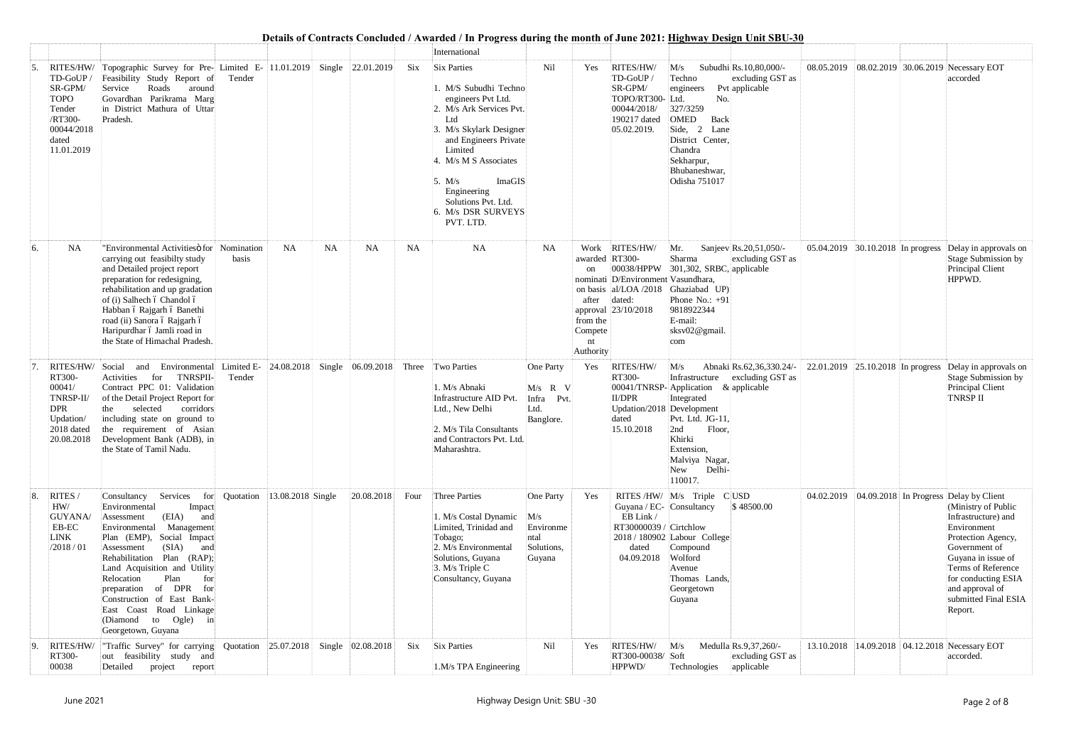# Details of Contracts Concluded / Awarded / In Progress during the month of June 2021: Highway Design Unit SBU-30

| | | | | | | | | | | | | | | | | | |
|---|---|---|---|---|---|---|---|---|---|---|---|---|---|---|---|---|---|
| | | | | | | | | International | | | | | | | | | |
| 5. | RITES/HW/ TD-GoUP / SR-GPM/ TOPO Tender /RT300-00044/2018 dated 11.01.2019 | Topographic Survey for Pre-Feasibility Study Report of Service Roads around Govardhan Parikrama Marg in District Mathura of Uttar Pradesh. | Limited E-Tender | 11.01.2019 | Single | 22.01.2019 | Six | Six Parties<br>1. M/S Subudhi Techno engineers Pvt Ltd.<br>2. M/s Ark Services Pvt. Ltd<br>3. M/s Skylark Designer and Engineers Private Limited<br>4. M/s M S Associates<br>5. M/s ImaGIS Engineering Solutions Pvt. Ltd.<br>6. M/s DSR SURVEYS PVT. LTD. | Nil | Yes | RITES/HW/ TD-GoUP / SR-GPM/ TOPO/RT300-00044/2018/ 190217 dated 05.02.2019. | M/s Subudhi Techno engineers Pvt Ltd. No. 327/3259 OMED Back Side, 2 Lane District Center, Chandra Sekharpur, Bhubaneshwar, Odisha 751017 | Rs.10,80,000/- excluding GST as applicable | 08.05.2019 | 08.02.2019 | 30.06.2019 | Necessary EOT accorded |
| 6. | NA | "Environmental Activitiesö for carrying out feasibilty study and Detailed project report preparation for redesigning, rehabilitation and up gradation of (i) Salhech ó Chandol ó Habban ó Rajgarh ó Banethi road (ii) Sanora ó Rajgarh ó Haripurdhar ó Jamli road in the State of Himachal Pradesh. | Nomination basis | NA | NA | NA | NA | NA | NA | Work awarded on nomination basis after approval from the Competent Authority | RITES/HW/ RT300-00038/HPPWD/Environmental/LOA /2018 dated: 23/10/2018 | Mr. Sanjeev Sharma 301,302, SRBC, Vasundhara, Ghaziabad UP) Phone No.: +91 9818922344 E-mail: sksv02@gmail.com | Rs.20,51,050/- excluding GST as applicable | 05.04.2019 | 30.10.2018 | In progress | Delay in approvals on Stage Submission by Principal Client HPPWD. |
| 7. | RITES/HW/ RT300-00041/ TNRSP-II/ DPR Updation/ 2018 dated 20.08.2018 | Social and Environmental Activities for TNRSPII-Contract PPC 01: Validation of the Detail Project Report for the selected corridors including state on ground to the requirement of Asian Development Bank (ADB), in the State of Tamil Nadu. | Limited E-Tender | 24.08.2018 | Single | 06.09.2018 | Three | Two Parties<br>1. M/s Abnaki Infrastructure AID Pvt. Ltd., New Delhi<br>2. M/s Tila Consultants and Contractors Pvt. Ltd. Maharashtra. | One Party<br>M/s R V Infra Pvt. Ltd. Banglore. | Yes | RITES/HW/ RT300-00041/TNRSP-II/DPR Updation/2018 dated 15.10.2018 | M/s Abnaki Infrastructure Application & Integrated Development Pvt. Ltd. JG-11, 2nd Floor, Khirki Extension, Malviya Nagar, New Delhi-110017. | Rs.62,36,330.24/- excluding GST as applicable | 22.01.2019 | 25.10.2018 | In progress | Delay in approvals on Stage Submission by Principal Client TNRSP II |
| 8. | RITES / HW/ GUYANA/ EB-EC LINK /2018 / 01 | Consultancy Services for Environmental Impact Assessment (EIA) and Environmental Management Plan (EMP), Social Impact Assessment (SIA) and Rehabilitation Plan (RAP); Land Acquisition and Utility Relocation Plan for preparation of DPR for Construction of East Bank-East Coast Road Linkage (Diamond to Ogle) in Georgetown, Guyana | Quotation | 13.08.2018 | Single | 20.08.2018 | Four | Three Parties<br>1. M/s Costal Dynamic Limited, Trinidad and Tobago;<br>2. M/s Environmental Solutions, Guyana<br>3. M/s Triple C Consultancy, Guyana | One Party<br>M/s Environmental Solutions, Guyana | Yes | RITES /HW/ Guyana / EC-EB Link / RT30000039 / 2018 / 180902 dated 04.09.2018 | M/s Triple C Consultancy Cirtchlow Labour College Compound Wolford Avenue Thomas Lands, Georgetown Guyana | USD $ 48500.00 | 04.02.2019 | 04.09.2018 | In Progress | Delay by Client (Ministry of Public Infrastructure) and Environment Protection Agency, Government of Guyana in issue of Terms of Reference for conducting ESIA and approval of submitted Final ESIA Report. |
| 9. | RITES/HW/ RT300-00038 | "Traffic Survey" for carrying out feasibility study and Detailed project report | Quotation | 25.07.2018 | Single | 02.08.2018 | Six | Six Parties<br>1.M/s TPA Engineering | Nil | Yes | RITES/HW/ RT300-00038/ HPPWD/ | M/s Medulla Soft Technologies | Rs.9,37,260/- excluding GST as applicable | 13.10.2018 | 14.09.2018 | 04.12.2018 | Necessary EOT accorded. |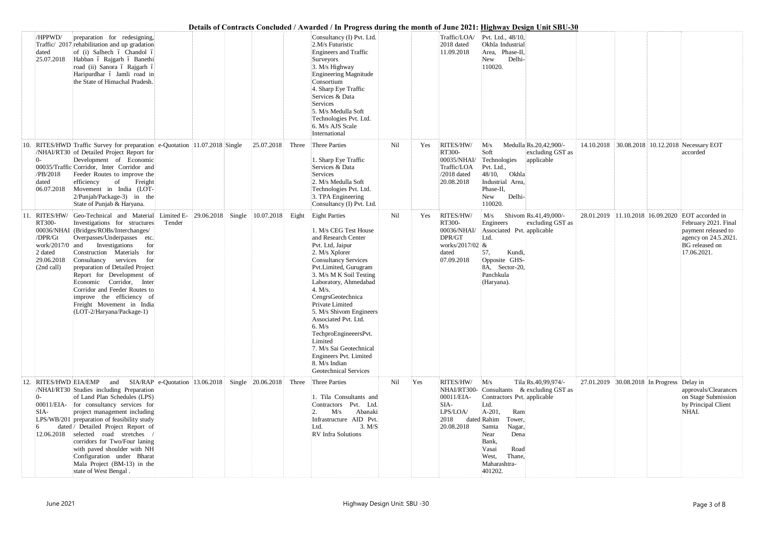# Details of Contracts Concluded / Awarded / In Progress during the month of June 2021: Highway Design Unit SBU-30

| | | | | | | | | | | | | | | | | | |
|---|---|---|---|---|---|---|---|---|---|---|---|---|---|---|---|---|---|
| | /HPPWD/ Traffic/ 2017 dated 25.07.2018 | preparation for redesigning, rehabilitation and up gradation of (i) Salhech ï Chandol ï Habban ï Rajgarh ï Banethi road (ii) Sanora ï Rajgarh ï Haripurdhar ï Jamli road in the State of Himachal Pradesh. | | | | | | Consultancy (I) Pvt. Ltd. 2.M/s Futuristic Engineers and Traffic Surveyors 3. M/s Highway Engineering Magnitude Consortium 4. Sharp Eye Traffic Services & Data Services 5. M/s Medulla Soft Technologies Pvt. Ltd. 6. M/s AJS Scale International | | | Traffic/LOA/ 2018 dated 11.09.2018 | Pvt. Ltd., 48/10, Okhla Industrial Area, Phase-II, New Delhi-110020. | | | | | |
| 10. | RITES/HWD /NHAI/RT300-00035/Traffic /PB/2018 dated 06.07.2018 | Traffic Survey for preparation of Detailed Project Report for Development of Economic Corridor, Inter Corridor and Feeder Routes to improve the efficiency of Freight Movement in India (LOT-2/Punjab/Package-3) in the State of Punjab & Haryana. | e-Quotation | 11.07.2018 | Single | 25.07.2018 | Three | Three Parties<br><br>1. Sharp Eye Traffic Services & Data Services 2. M/s Medulla Soft Technologies Pvt. Ltd. 3. TPA Engineering Consultancy (I) Pvt. Ltd. | Nil | Yes | RITES/HW/ RT300-00035/NHAI/ Traffic/LOA /2018 dated 20.08.2018 | M/s Medulla Soft Technologies Pvt. Ltd., 48/10, Okhla Industrial Area, Phase-II, New Delhi-110020. | Rs.20,42,900/- excluding GST as applicable | 14.10.2018 | 30.08.2018 | 10.12.2018 | Necessary EOT accorded |
| 11. | RITES/HW/ RT300-00036/NHAI /DPR/Gt work/2017/02 dated 29.06.2018 (2nd call) | Geo-Technical and Material Investigations for structures (Bridges/ROBs/Interchanges/ Overpasses/Underpasses etc. and Investigations for Construction Materials for Consultancy services for preparation of Detailed Project Report for Development of Economic Corridor, Inter Corridor and Feeder Routes to improve the efficiency of Freight Movement in India (LOT-2/Haryana/Package-1) | Limited E-Tender | 29.06.2018 | Single | 10.07.2018 | Eight | Eight Parties<br><br>1. M/s CEG Test House and Research Center Pvt. Ltd, Jaipur 2. M/s Xplorer Consultancy Services Pvt.Limited, Gurugram 3. M/s M K Soil Testing Laboratory, Ahmedabad 4. M/s. CengrsGeotechnica Private Limited 5. M/s Shivom Engineers Associated Pvt. Ltd. 6. M/s TechproEngineeersPvt. Limited 7. M/s Sai Geotechnical Engineers Pvt. Limited 8. M/s Indian Geotechnical Services | Nil | Yes | RITES/HW/ RT300-00036/NHAI/ DPR/GT works/2017/02 dated 07.09.2018 | M/s Shivom Engineers Associated Pvt. Ltd. & 57, Kundi, Opposite GHS-8A, Sector-20, Panchkula (Haryana). | Rs.41,49,000/- excluding GST as applicable | 28.01.2019 | 11.10.2018 | 16.09.2020 | EOT accorded in February 2021. Final payment released to agency on 24.5.2021. BG released on 17.06.2021. |
| 12. | RITES/HWD /NHAI/RT300-00011/EIA-SIA-LPS/WB/2016 dated 12.06.2018 | EIA/EMP and SIA/RAP Studies including Preparation of Land Plan Schedules (LPS) for consultancy services for project management including preparation of feasibility study / Detailed Project Report of selected road stretches / corridors for Two/Four laning with paved shoulder with NH Configuration under Bharat Mala Project (BM-13) in the state of West Bengal . | e-Quotation | 13.06.2018 | Single | 20.06.2018 | Three | Three Parties<br><br>1. Tila Consultants and Contractors Pvt. Ltd. 2. M/s Abanaki Infrastructure AID Pvt. Ltd. 3. M/S RV Infra Solutions | Nil | Yes | RITES/HW/ NHAI/RT300-00011/EIA-SIA-LPS/LOA/ 2018 dated 20.08.2018 | M/s Tila Consultants & Contractors Pvt. Ltd. A-201, Ram Rahim Tower, Samta Nagar, Near Dena Bank, Vasai Road West, Thane, Maharashtra-401202. | Rs.40,99,974/- excluding GST as applicable | 27.01.2019 | 30.08.2018 | In Progress | Delay in approvals/Clearances on Stage Submission by Principal Client NHAI. |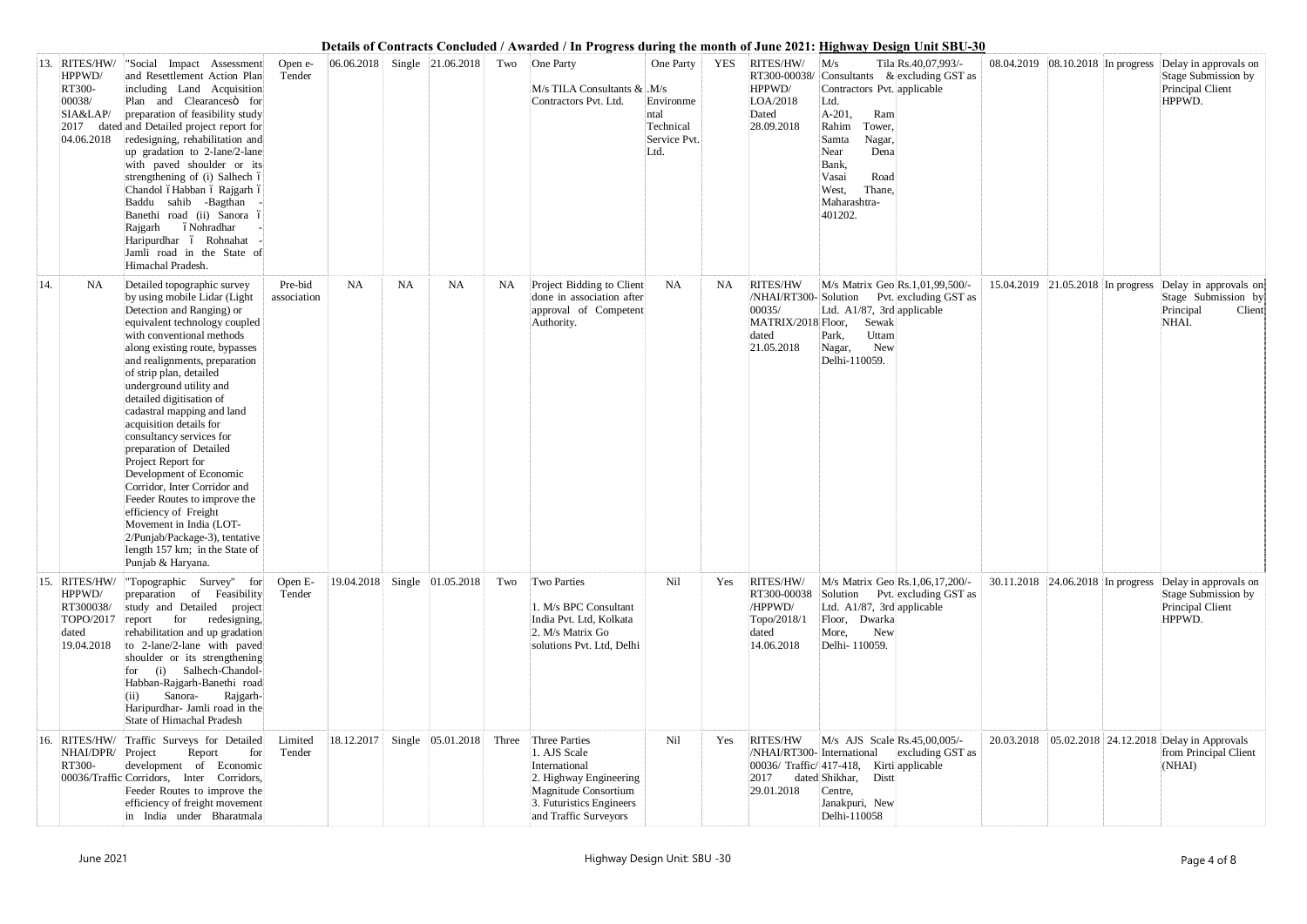**Details of Contracts Concluded / Awarded / In Progress during the month of June 2021: Highway Design Unit SBU-30**

| | | | | | | | | | | | | | | | | | |
|---|---|---|---|---|---|---|---|---|---|---|---|---|---|---|---|---|---|
| 13. | RITES/HW/ HPPWD/ RT300-00038/ SIA&LAP/ 2017 dated 04.06.2018 | "Social Impact Assessment and Resettlement Action Plan including Land Acquisition Plan and Clearances" for preparation of feasibility study and Detailed project report for redesigning, rehabilitation and up gradation to 2-lane/2-lane with paved shoulder or its strengthening of (i) Salhech – Chandol – Habban – Rajgarh – Baddu sahib -Bagthan - Banethi road (ii) Sanora – Rajgarh – Nohradhar - Haripurdhar – Rohnahat - Jamli road in the State of Himachal Pradesh. | Open e-Tender | 06.06.2018 | Single | 21.06.2018 | Two | One Party<br><br>M/s TILA Consultants & Contractors Pvt. Ltd. | One Party<br><br>M/s Environmental Technical Service Pvt. Ltd. | YES | RITES/HW/ RT300-00038/ HPPWD/ LOA/2018 Dated 28.09.2018 | M/s Tila Consultants & Contractors Pvt. Ltd. A-201, Ram Rahim Tower, Samta Nagar, Near Dena Bank, Vasai Road West, Thane, Maharashtra-401202. | Rs.40,07,993/- excluding GST as applicable | 08.04.2019 | 08.10.2018 | In progress | Delay in approvals on Stage Submission by Principal Client HPPWD. |
| 14. | NA | Detailed topographic survey by using mobile Lidar (Light Detection and Ranging) or equivalent technology coupled with conventional methods along existing route, bypasses and realignments, preparation of strip plan, detailed underground utility and detailed digitisation of cadastral mapping and land acquisition details for consultancy services for preparation of Detailed Project Report for Development of Economic Corridor, Inter Corridor and Feeder Routes to improve the efficiency of Freight Movement in India (LOT-2/Punjab/Package-3), tentative length 157 km; in the State of Punjab & Haryana. | Pre-bid association | NA | NA | NA | NA | Project Bidding to Client done in association after approval of Competent Authority. | NA | NA | RITES/HW /NHAI/RT300-00035/ MATRIX/2018 dated 21.05.2018 | M/s Matrix Geo Solution Pvt. Ltd. A1/87, 3rd Floor, Sewak Park, Uttam Nagar, New Delhi-110059. | Rs.1,01,99,500/- excluding GST as applicable | 15.04.2019 | 21.05.2018 | In progress | Delay in approvals on Stage Submission by Principal Client NHAI. |
| 15. | RITES/HW/ HPPWD/ RT300038/ TOPO/2017 dated 19.04.2018 | "Topographic Survey" for preparation of Feasibility study and Detailed project report for redesigning, rehabilitation and up gradation to 2-lane/2-lane with paved shoulder or its strengthening for (i) Salhech-Chandol-Habban-Rajgarh-Banethi road (ii) Sanora- Rajgarh-Haripurdhar- Jamli road in the State of Himachal Pradesh | Open E-Tender | 19.04.2018 | Single | 01.05.2018 | Two | Two Parties<br><br>1. M/s BPC Consultant India Pvt. Ltd, Kolkata<br>2. M/s Matrix Go solutions Pvt. Ltd, Delhi | Nil | Yes | RITES/HW/ RT300-00038 /HPPWD/ Topo/2018/1 dated 14.06.2018 | M/s Matrix Geo Solution Pvt. Ltd. A1/87, 3rd Floor, Dwarka More, New Delhi- 110059. | Rs.1,06,17,200/- excluding GST as applicable | 30.11.2018 | 24.06.2018 | In progress | Delay in approvals on Stage Submission by Principal Client HPPWD. |
| 16. | RITES/HW/ NHAI/DPR/ RT300-00036/Traffic | Traffic Surveys for Detailed Project Report for development of Economic Corridors, Inter Corridors, Feeder Routes to improve the efficiency of freight movement in India under Bharatmala | Limited Tender | 18.12.2017 | Single | 05.01.2018 | Three | Three Parties<br>1. AJS Scale International<br>2. Highway Engineering Magnitude Consortium<br>3. Futuristics Engineers and Traffic Surveyors | Nil | Yes | RITES/HW /NHAI/RT300-00036/ Traffic/ 2017 dated 29.01.2018 | M/s AJS Scale International 417-418, Kirti Shikhar, Distt Centre, Janakpuri, New Delhi-110058 | Rs.45,00,005/- excluding GST as applicable | 20.03.2018 | 05.02.2018 | 24.12.2018 | Delay in Approvals from Principal Client (NHAI) |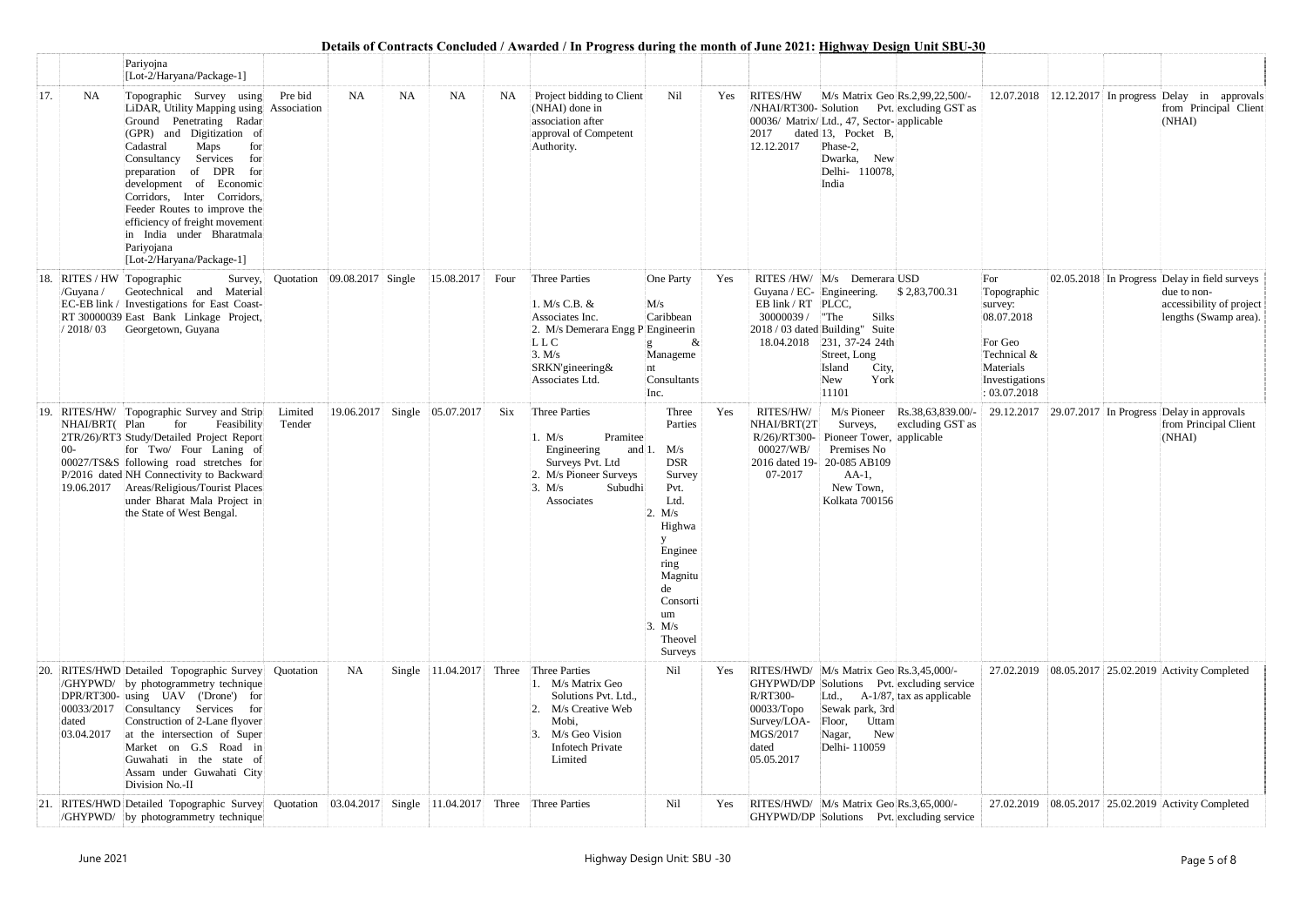# Details of Contracts Concluded / Awarded / In Progress during the month of June 2021: Highway Design Unit SBU-30

| | | | | | | | | | | | | | | | | | |
|---|---|---|---|---|---|---|---|---|---|---|---|---|---|---|---|---|---|
| | | Pariyojna [Lot-2/Haryana/Package-1] | | | | | | | | | | | | | | | |
| 17. | NA | Topographic Survey using LiDAR, Utility Mapping using Ground Penetrating Radar (GPR) and Digitization of Cadastral Maps for Consultancy Services for preparation of DPR for development of Economic Corridors, Inter Corridors, Feeder Routes to improve the efficiency of freight movement in India under Bharatmala Pariyojana [Lot-2/Haryana/Package-1] | Pre bid Association | NA | NA | NA | NA | Project bidding to Client (NHAI) done in association after approval of Competent Authority. | Nil | Yes | RITES/HW /NHAI/RT300-00036/ Matrix/ 2017 dated 12.12.2017 | M/s Matrix Geo Solution Pvt. Ltd., 47, Sector-13, Pocket B, Phase-2, Dwarka, New Delhi- 110078, India | Rs.2,99,22,500/- excluding GST as applicable | 12.07.2018 | 12.12.2017 | In progress | Delay in approvals from Principal Client (NHAI) |
| 18. | RITES / HW /Guyana / EC-EB link / RT 30000039 / 2018/ 03 | Topographic Survey, Geotechnical and Material Investigations for East Coast-East Bank Linkage Project, Georgetown, Guyana | Quotation | 09.08.2017 | Single | 15.08.2017 | Four | Three Parties<br>1. M/s C.B. & Associates Inc.<br>2. M/s Demerara Engg P L L C<br>3. M/s SRKN'gineering& Associates Ltd. | One Party<br>M/s Caribbean Engineering & Management Consultants Inc. | Yes | RITES /HW/ Guyana / EC-EB link / RT 30000039 / 2018 / 03 dated 18.04.2018 | M/s Demerara Engineering. PLLC, "The Silks Building" Suite 231, 37-24 24th Street, Long Island City, New York 11101 | USD $ 2,83,700.31 | For Topographic survey: 08.07.2018<br>For Geo Technical & Materials Investigations : 03.07.2018 | 02.05.2018 | In Progress | Delay in field surveys due to non-accessibility of project lengths (Swamp area). |
| 19. | RITES/HW/ NHAI/BRT(2TR/26)/RT300-00027/TS&SP/2016 dated 19.06.2017 | Topographic Survey and Strip Plan for Feasibility Study/Detailed Project Report for Two/ Four Laning of following road stretches for NH Connectivity to Backward Areas/Religious/Tourist Places under Bharat Mala Project in the State of West Bengal. | Limited Tender | 19.06.2017 | Single | 05.07.2017 | Six | Three Parties<br>1. M/s Pramitee Engineering and Surveys Pvt. Ltd<br>2. M/s Pioneer Surveys<br>3. M/s Subudhi Associates | Three Parties<br>1. M/s DSR Survey Pvt. Ltd.<br>2. M/s Highway Engineering Magnitude Consortium<br>3. M/s Theovel Surveys | Yes | RITES/HW/ NHAI/BRT(2TR/26)/RT300-00027/WB/ 2016 dated 19-07-2017 | M/s Pioneer Surveys, Pioneer Tower, Premises No 20-085 AB109 AA-1, New Town, Kolkata 700156 | Rs.38,63,839.00/- excluding GST as applicable | 29.12.2017 | 29.07.2017 | In Progress | Delay in approvals from Principal Client (NHAI) |
| 20. | RITES/HWD /GHYPWD/ DPR/RT300-00033/2017 dated 03.04.2017 | Detailed Topographic Survey by photogrammetry technique using UAV ('Drone') for Consultancy Services for Construction of 2-Lane flyover at the intersection of Super Market on G.S Road in Guwahati in the state of Assam under Guwahati City Division No.-II | Quotation | NA | Single | 11.04.2017 | Three | Three Parties<br>1. M/s Matrix Geo Solutions Pvt. Ltd.,<br>2. M/s Creative Web Mobi,<br>3. M/s Geo Vision Infotech Private Limited | Nil | Yes | RITES/HWD/ GHYPWD/DP R/RT300-00033/Topo Survey/LOA-MGS/2017 dated 05.05.2017 | M/s Matrix Geo Solutions Pvt. Ltd., A-1/87, Sewak park, 3rd Floor, Uttam Nagar, New Delhi- 110059 | Rs.3,45,000/- excluding service tax as applicable | 27.02.2019 | 08.05.2017 | 25.02.2019 | Activity Completed |
| 21. | RITES/HWD /GHYPWD/ | Detailed Topographic Survey by photogrammetry technique | Quotation | 03.04.2017 | Single | 11.04.2017 | Three | Three Parties | Nil | Yes | RITES/HWD/ GHYPWD/DP | M/s Matrix Geo Solutions Pvt. | Rs.3,65,000/- excluding service | 27.02.2019 | 08.05.2017 | 25.02.2019 | Activity Completed |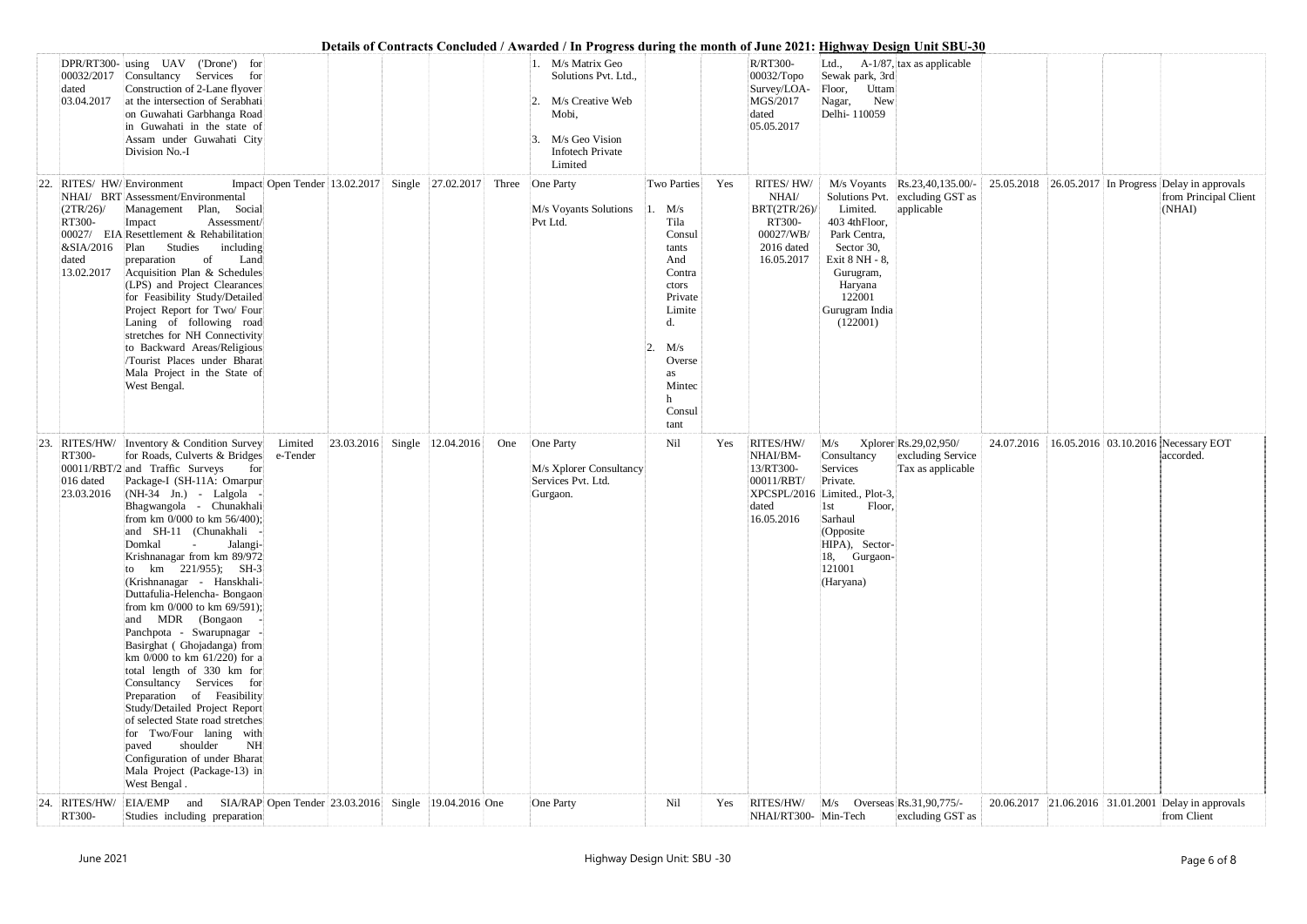# Details of Contracts Concluded / Awarded / In Progress during the month of June 2021: Highway Design Unit SBU-30

| | | | | | | | | | | | | | | | | | |
|---|---|---|---|---|---|---|---|---|---|---|---|---|---|---|---|---|---|
| | DPR/RT300-00032/2017 dated 03.04.2017 | using UAV ('Drone') for Consultancy Services for Construction of 2-Lane flyover at the intersection of Serabhati on Guwahati Garbhanga Road in Guwahati in the state of Assam under Guwahati City Division No.-I | | | | | | 1. M/s Matrix Geo Solutions Pvt. Ltd., 2. M/s Creative Web Mobi, 3. M/s Geo Vision Infotech Private Limited | | | R/RT300-00032/Topo Survey/LOA-MGS/2017 dated 05.05.2017 | Ltd., A-1/87, Sewak park, 3rd Floor, Uttam Nagar, New Delhi- 110059 | tax as applicable | | | | |
| 22. | RITES/ HW/ NHAI/ BRT (2TR/26)/ RT300-00027/ &SIA/2016 dated 13.02.2017 | Environment Impact Assessment/Environmental Management Plan, Social Impact Assessment/ EIA Resettlement & Rehabilitation Plan Studies including preparation of Land Acquisition Plan & Schedules (LPS) and Project Clearances for Feasibility Study/Detailed Project Report for Two/ Four Laning of following road stretches for NH Connectivity to Backward Areas/Religious /Tourist Places under Bharat Mala Project in the State of West Bengal. | Open Tender | 13.02.2017 | Single | 27.02.2017 | Three | One Party<br>M/s Voyants Solutions Pvt Ltd. | Two Parties<br>1. M/s Tila Consultants And Contractors Private Limited.<br>2. M/s Overseas Mintech Consultant | Yes | RITES/ HW/ NHAI/ BRT(2TR/26)/ RT300-00027/WB/ 2016 dated 16.05.2017 | M/s Voyants Solutions Pvt. Limited. 403 4thFloor, Park Centra, Sector 30, Exit 8 NH - 8, Gurugram, Haryana 122001 Gurugram India (122001) | Rs.23,40,135.00/- excluding GST as applicable | 25.05.2018 | 26.05.2017 | In Progress | | Delay in approvals from Principal Client (NHAI) |
| 23. | RITES/HW/ RT300-00011/RBT/2 016 dated 23.03.2016 | Inventory & Condition Survey for Roads, Culverts & Bridges and Traffic Surveys for Package-I (SH-11A: Omarpur (NH-34 Jn.) - Lalgola - Bhagwangola - Chunakhali from km 0/000 to km 56/400); and SH-11 (Chunakhali - Domkal - Jalangi-Krishnanagar from km 89/972 to km 221/955); SH-3 (Krishnanagar - Hanskhali-Duttafulia-Helencha- Bongaon from km 0/000 to km 69/591); and MDR (Bongaon - Panchpota - Swarupnagar - Basirghat ( Ghojadanga) from km 0/000 to km 61/220) for a total length of 330 km for Consultancy Services for Preparation of Feasibility Study/Detailed Project Report of selected State road stretches for Two/Four laning with paved shoulder NH Configuration of under Bharat Mala Project (Package-13) in West Bengal . | Limited e-Tender | 23.03.2016 | Single | 12.04.2016 | One | One Party<br>M/s Xplorer Consultancy Services Pvt. Ltd. Gurgaon. | Nil | Yes | RITES/HW/ NHAI/BM-13/RT300-00011/RBT/ XPCSPL/2016 dated 16.05.2016 | M/s Xplorer Consultancy Services Private. Limited., Plot-3, 1st Floor, Sarhaul (Opposite HIPA), Sector-18, Gurgaon-121001 (Haryana) | Rs.29,02,950/ excluding Service Tax as applicable | 24.07.2016 | 16.05.2016 | 03.10.2016 | | Necessary EOT accorded. |
| 24. | RITES/HW/ RT300- | EIA/EMP and SIA/RAP Studies including preparation | Open Tender | 23.03.2016 | Single | 19.04.2016 | One | One Party | Nil | Yes | RITES/HW/ NHAI/RT300- | M/s Overseas Min-Tech | Rs.31,90,775/- excluding GST as | 20.06.2017 | 21.06.2016 | 31.01.2001 | | Delay in approvals from Client |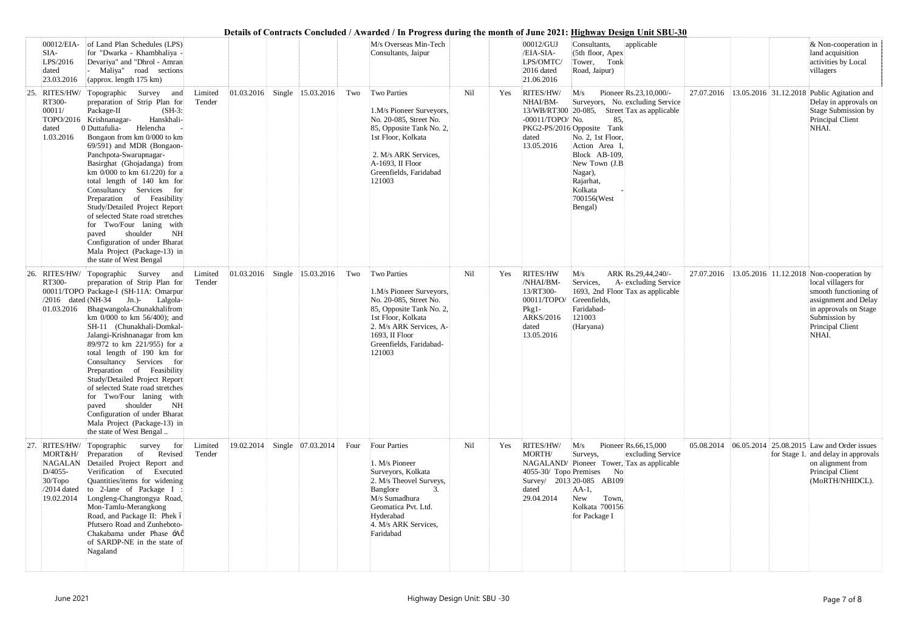# Details of Contracts Concluded / Awarded / In Progress during the month of June 2021: Highway Design Unit SBU-30

| | | | | | | | | | | | | | | | | | |
|---|---|---|---|---|---|---|---|---|---|---|---|---|---|---|---|---|---|
| | 00012/EIA-SIA-LPS/2016 dated 23.03.2016 | of Land Plan Schedules (LPS) for "Dwarka - Khambhaliya - Devariya" and "Dhrol - Amran - Maliya" road sections (approx. length 175 km) | | | | | | M/s Overseas Min-Tech Consultants, Jaipur | | | 00012/GUJ/EIA-SIA-LPS/OMTC/2016 dated 21.06.2016 | Consultants, (5th floor, Apex Tower, Tonk Road, Jaipur) | applicable | | | | & Non-cooperation in land acquisition activities by Local villagers |
| 25. | RITES/HW/RT300-00011/TOPO/2016 dated 01.03.2016 | Topographic Survey and preparation of Strip Plan for Package-II (SH-3: Krishnanagar- Hanskhali-Duttafulia- Helencha - Bongaon from km 0/000 to km 69/591) and MDR (Bongaon-Panchpota-Swarupnagar-Basirghat (Ghojadanga) from km 0/000 to km 61/220) for a total length of 140 km for Consultancy Services for Preparation of Feasibility Study/Detailed Project Report of selected State road stretches for Two/Four laning with paved shoulder NH Configuration of under Bharat Mala Project (Package-13) in the state of West Bengal | Limited Tender | 01.03.2016 | Single | 15.03.2016 | Two | Two Parties<br><br>1.M/s Pioneer Surveyors, No. 20-085, Street No. 85, Opposite Tank No. 2, 1st Floor, Kolkata<br><br>2. M/s ARK Services, A-1693, II Floor Greenfields, Faridabad 121003 | Nil | Yes | RITES/HW/NHAI/BM-13/WB/RT300-00011/TOPO/PKG2-PS/2016 dated 13.05.2016 | M/s Pioneer Surveyors, No. 20-085, Street No. 85, Opposite Tank No. 2, 1st Floor, Action Area I, Block AB-109, New Town (J.B Nagar), Rajarhat, Kolkata - 700156(West Bengal) | Rs.23,10,000/- excluding Service Tax as applicable | 27.07.2016 | 13.05.2016 | 31.12.2018 | Public Agitation and Delay in approvals on Stage Submission by Principal Client NHAI. |
| 26. | RITES/HW/RT300-00011/TOPO/2016 dated 01.03.2016 | Topographic Survey and preparation of Strip Plan for Package-I (SH-11A: Omarpur (NH-34 Jn.)- Lalgola-Bhagwangola-Chunakhalifrom km 0/000 to km 56/400); and SH-11 (Chunakhali-Domkal-Jalangi-Krishnanagar from km 89/972 to km 221/955) for a total length of 190 km for Consultancy Services for Preparation of Feasibility Study/Detailed Project Report of selected State road stretches for Two/Four laning with paved shoulder NH Configuration of under Bharat Mala Project (Package-13) in the state of West Bengal .. | Limited Tender | 01.03.2016 | Single | 15.03.2016 | Two | Two Parties<br><br>1.M/s Pioneer Surveyors, No. 20-085, Street No. 85, Opposite Tank No. 2, 1st Floor, Kolkata<br>2. M/s ARK Services, A-1693, II Floor Greenfields, Faridabad-121003 | Nil | Yes | RITES/HW/NHAI/BM-13/RT300-00011/TOPO/Pkg1-ARKS/2016 dated 13.05.2016 | M/s ARK Services, A-1693, 2nd Floor Greenfields, Faridabad-121003 (Haryana) | Rs.29,44,240/- excluding Service Tax as applicable | 27.07.2016 | 13.05.2016 | 11.12.2018 | Non-cooperation by local villagers for smooth functioning of assignment and Delay in approvals on Stage Submission by Principal Client NHAI. |
| 27. | RITES/HW/MORT&H/NAGALAN D/4055-30/Topo/2014 dated 19.02.2014 | Topographic survey for Preparation of Revised Detailed Project Report and Verification of Executed Quantities/items for widening to 2-lane of Package I : Longleng-Changtongya Road, Mon-Tamlu-Merangkong Road, and Package II: Phek ï Pfutsero Road and Zunheboto-Chakabama under Phase ÓÂ of SARDP-NE in the state of Nagaland | Limited Tender | 19.02.2014 | Single | 07.03.2014 | Four | Four Parties<br><br>1. M/s Pioneer Surveyors, Kolkata<br>2. M/s Theovel Surveys, Banglore<br>3. M/s Sumadhura Geomatica Pvt. Ltd. Hyderabad<br>4. M/s ARK Services, Faridabad | Nil | Yes | RITES/HW/MORTH/NAGALAND/4055-30/ Topo Survey/ 2013 dated 29.04.2014 | M/s Pioneer Surveys, Pioneer Tower, Premises No 20-085 AB109 AA-1, New Town, Kolkata 700156 for Package I | Rs.66,15,000 excluding Service Tax as applicable | 05.08.2014 | 06.05.2014 | 25.08.2015 for Stage 1. | Law and Order issues and delay in approvals on alignment from Principal Client (MoRTH/NHIDCL). |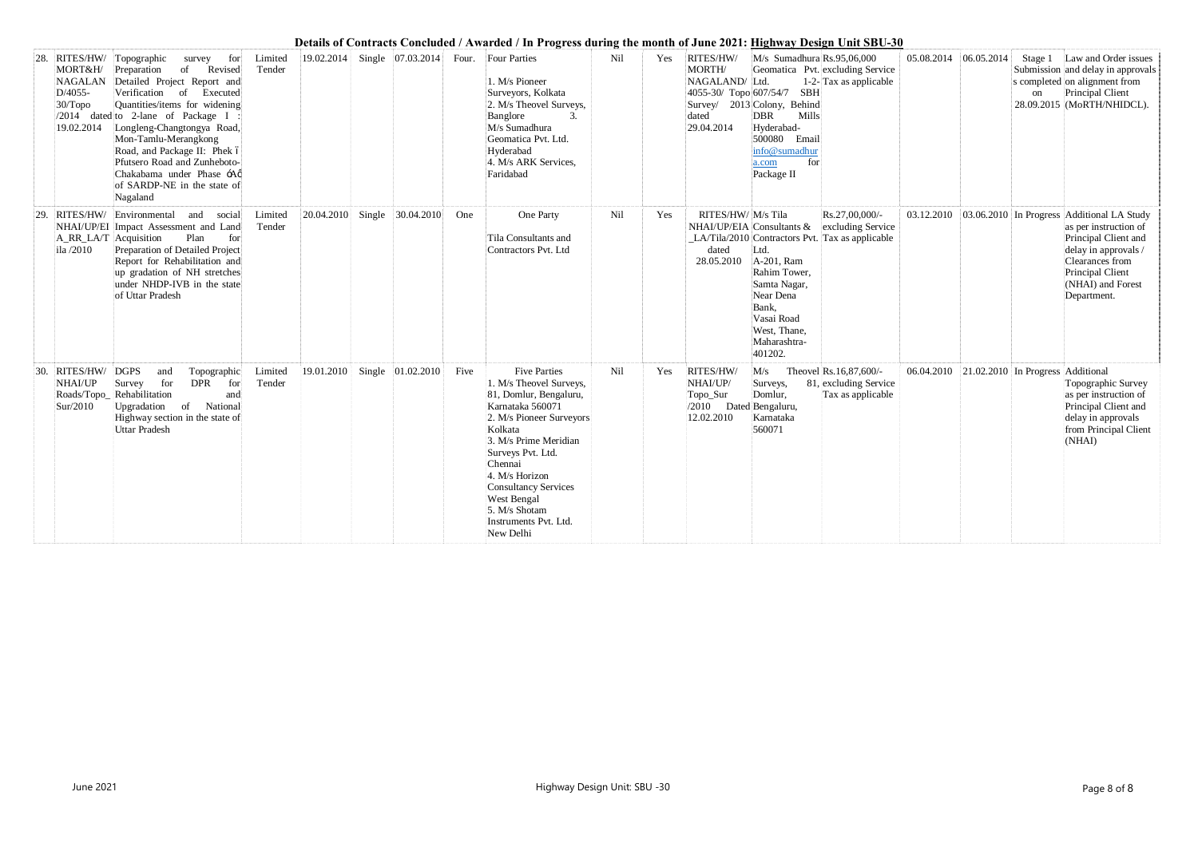**Details of Contracts Concluded / Awarded / In Progress during the month of June 2021: Highway Design Unit SBU-30**

| | | | | | | | | | | | | | | | | | |
|---|---|---|---|---|---|---|---|---|---|---|---|---|---|---|---|---|---|
| 28. | RITES/HW/ MORT&H/ NAGALAN D/4055-30/Topo /2014 dated 19.02.2014 | Topographic survey for Preparation of Revised Detailed Project Report and Verification of Executed Quantities/items for widening to 2-lane of Package I : Longleng-Changtongya Road, Mon-Tamlu-Merangkong Road, and Package II: Phek ó Pfutsero Road and Zunheboto-Chakabama under Phase óAô of SARDP-NE in the state of Nagaland | Limited Tender | 19.02.2014 | Single | 07.03.2014 | Four. | Four Parties<br>1. M/s Pioneer Surveyors, Kolkata<br>2. M/s Theovel Surveys, Banglore<br>3. M/s Sumadhura Geomatica Pvt. Ltd. Hyderabad<br>4. M/s ARK Services, Faridabad | Nil | Yes | RITES/HW/ MORTH/ NAGALAND/ 4055-30/ Topo Survey/ 2013 dated 29.04.2014 | M/s Sumadhura Geomatica Pvt. Ltd. 1-2-607/54/7 SBH Colony, Behind DBR Mills Hyderabad-500080 Email info@sumadhura.com for Package II | Rs.95,06,000 excluding Service Tax as applicable | 05.08.2014 | 06.05.2014 | Stage 1 Submissions completed on 28.09.2015 | Law and Order issues and delay in approvals on alignment from Principal Client (MoRTH/NHIDCL). |
| 29. | RITES/HW/ NHAI/UP/EI A_RR_LA/Tila /2010 | Environmental and social Impact Assessment and Land Acquisition Plan for Preparation of Detailed Project Report for Rehabilitation and up gradation of NH stretches under NHDP-IVB in the state of Uttar Pradesh | Limited Tender | 20.04.2010 | Single | 30.04.2010 | One | One Party<br>Tila Consultants and Contractors Pvt. Ltd | Nil | Yes | RITES/HW/ NHAI/UP/EIA _LA/Tila/2010 dated 28.05.2010 | M/s Tila Consultants & Contractors Pvt. Ltd. A-201, Ram Rahim Tower, Samta Nagar, Near Dena Bank, Vasai Road West, Thane, Maharashtra-401202. | Rs.27,00,000/- excluding Service Tax as applicable | 03.12.2010 | 03.06.2010 | In Progress | Additional LA Study as per instruction of Principal Client and delay in approvals / Clearances from Principal Client (NHAI) and Forest Department. |
| 30. | RITES/HW/ NHAI/UP Roads/Topo_ Sur/2010 | DGPS and Topographic Survey for DPR for Rehabilitation and Upgradation of National Highway section in the state of Uttar Pradesh | Limited Tender | 19.01.2010 | Single | 01.02.2010 | Five | Five Parties<br>1. M/s Theovel Surveys, 81, Domlur, Bengaluru, Karnataka 560071<br>2. M/s Pioneer Surveyors Kolkata<br>3. M/s Prime Meridian Surveys Pvt. Ltd. Chennai<br>4. M/s Horizon Consultancy Services West Bengal<br>5. M/s Shotam Instruments Pvt. Ltd. New Delhi | Nil | Yes | RITES/HW/ NHAI/UP/ Topo_Sur /2010 Dated 12.02.2010 | M/s Theovel Surveys, 81, Domlur, Bengaluru, Karnataka 560071 | Rs.16,87,600/- excluding Service Tax as applicable | 06.04.2010 | 21.02.2010 | In Progress | Additional Topographic Survey as per instruction of Principal Client and delay in approvals from Principal Client (NHAI) |